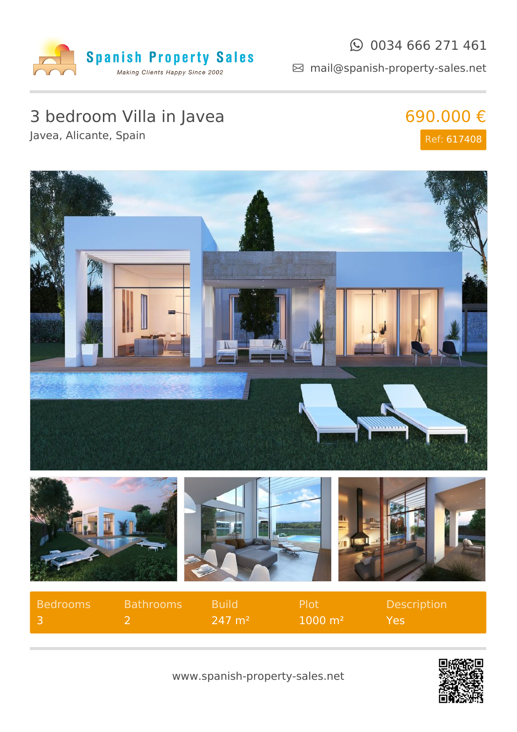Spanish Property Sales

*Making Clients Happy Since 2002*

0034 666 271 461

mail@spanish-property-sales.net

# 3 bedroom Villa in Javea

Javea, Alicante, Spain

**690.000 €**

Ref: 617408

| Bedrooms | Bathrooms | Build | Plot | Description |
| --- | --- | --- | --- | --- |
| 3 | 2 | 247 m² | 1000 m² | Yes |

www.spanish-property-sales.net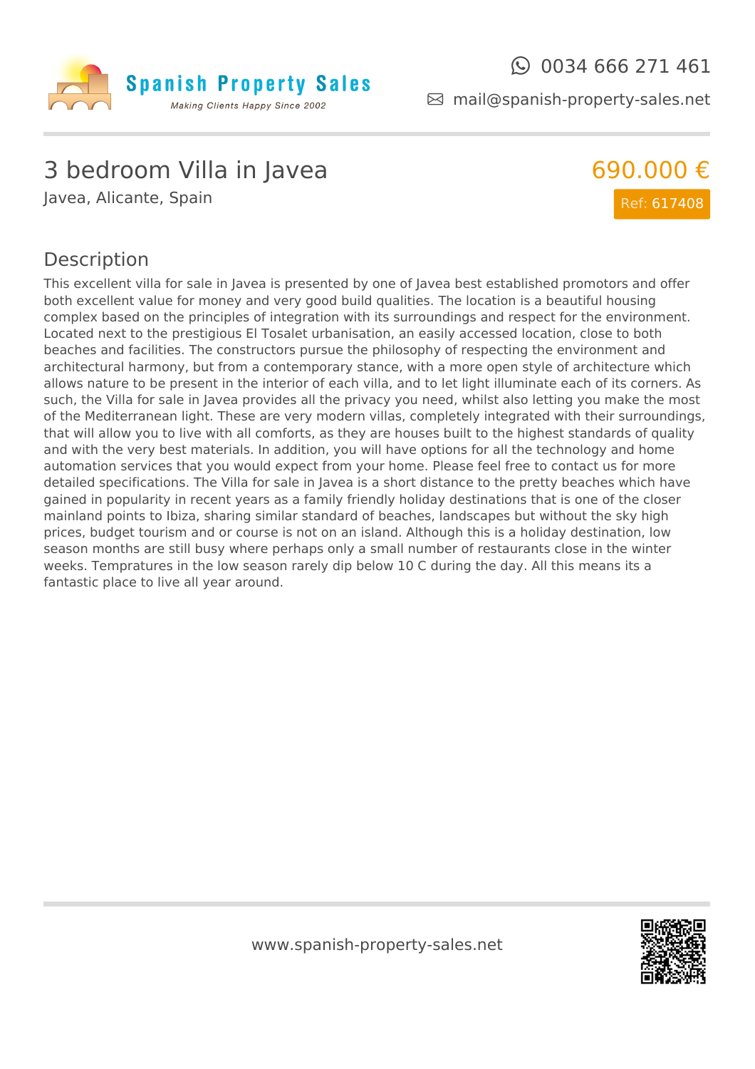# 3 bedroom Villa in Javea

Javea, Alicante, Spain

**690.000 €**

Ref: 617408

## Description

This excellent villa for sale in Javea is presented by one of Javea best established promotors and offer both excellent value for money and very good build qualities. The location is a beautiful housing complex based on the principles of integration with its surroundings and respect for the environment. Located next to the prestigious El Tosalet urbanisation, an easily accessed location, close to both beaches and facilities. The constructors pursue the philosophy of respecting the environment and architectural harmony, but from a contemporary stance, with a more open style of architecture which allows nature to be present in the interior of each villa, and to let light illuminate each of its corners. As such, the Villa for sale in Javea provides all the privacy you need, whilst also letting you make the most of the Mediterranean light. These are very modern villas, completely integrated with their surroundings, that will allow you to live with all comforts, as they are houses built to the highest standards of quality and with the very best materials. In addition, you will have options for all the technology and home automation services that you would expect from your home. Please feel free to contact us for more detailed specifications. The Villa for sale in Javea is a short distance to the pretty beaches which have gained in popularity in recent years as a family friendly holiday destinations that is one of the closer mainland points to Ibiza, sharing similar standard of beaches, landscapes but without the sky high prices, budget tourism and or course is not on an island. Although this is a holiday destination, low season months are still busy where perhaps only a small number of restaurants close in the winter weeks. Tempratures in the low season rarely dip below 10 C during the day. All this means its a fantastic place to live all year around.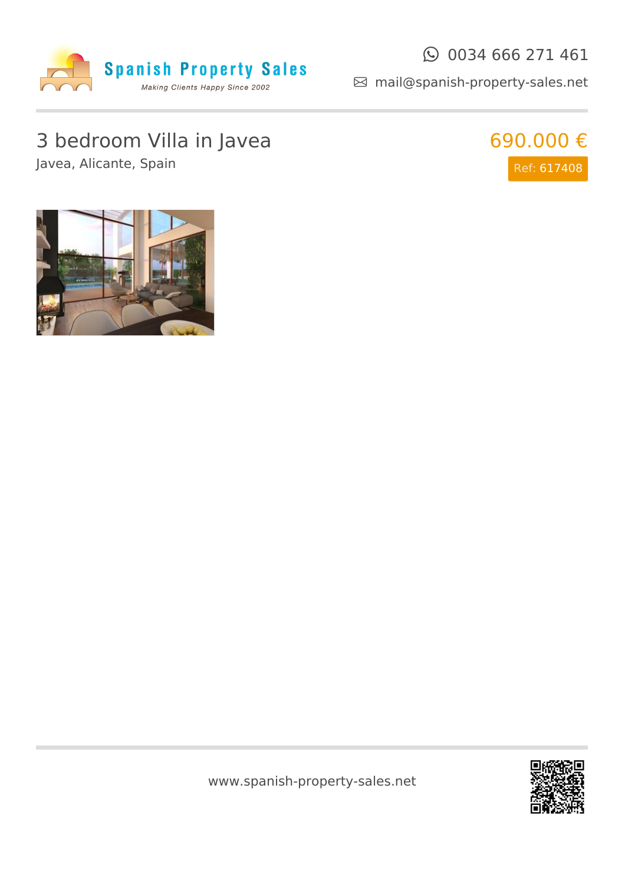0034 666 271 461

mail@spanish-property-sales.net

# 3 bedroom Villa in Javea

Javea, Alicante, Spain

690.000 €

Ref: 617408

www.spanish-property-sales.net